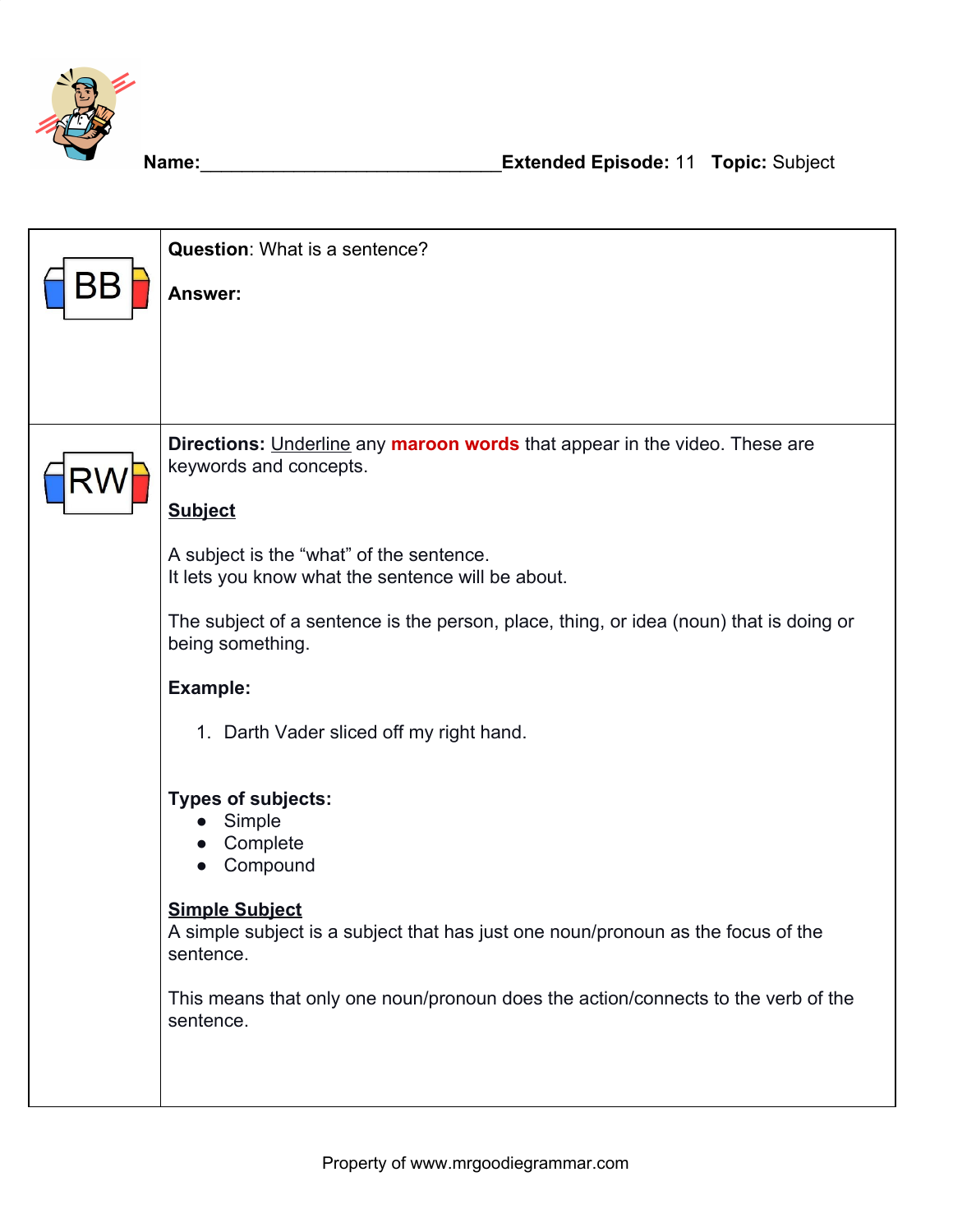Name:______________________________ **Extended Episode:** 11 **Topic:** Subject

| | |
|---|---|
| BB | **Question**: What is a sentence?<br><br>**Answer:** |
| RW | **Directions:** Underline any **maroon words** that appear in the video. These are keywords and concepts.<br><br>**Subject**<br><br>A subject is the "what" of the sentence.<br>It lets you know what the sentence will be about.<br><br>The subject of a sentence is the person, place, thing, or idea (noun) that is doing or being something.<br><br>**Example:**<br><br>1. Darth Vader sliced off my right hand.<br><br>**Types of subjects:**<br>• Simple<br>• Complete<br>• Compound<br><br>**Simple Subject**<br>A simple subject is a subject that has just one noun/pronoun as the focus of the sentence.<br><br>This means that only one noun/pronoun does the action/connects to the verb of the sentence. |

Property of www.mrgoodiegrammar.com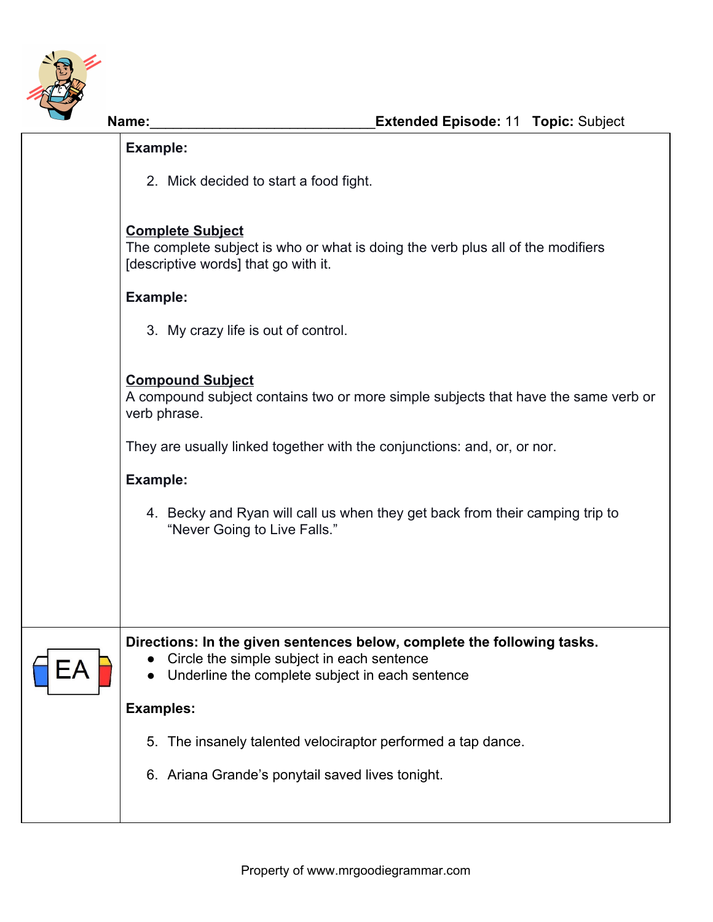**Name:**_____________________________**Extended Episode:** 11   **Topic:** Subject

**Example:**

2. Mick decided to start a food fight.

**Complete Subject**

The complete subject is who or what is doing the verb plus all of the modifiers [descriptive words] that go with it.

**Example:**

3. My crazy life is out of control.

**Compound Subject**

A compound subject contains two or more simple subjects that have the same verb or verb phrase.

They are usually linked together with the conjunctions: and, or, or nor.

**Example:**

4. Becky and Ryan will call us when they get back from their camping trip to "Never Going to Live Falls."

EA

**Directions: In the given sentences below, complete the following tasks.**

- Circle the simple subject in each sentence
- Underline the complete subject in each sentence

**Examples:**

5. The insanely talented velociraptor performed a tap dance.

6. Ariana Grande's ponytail saved lives tonight.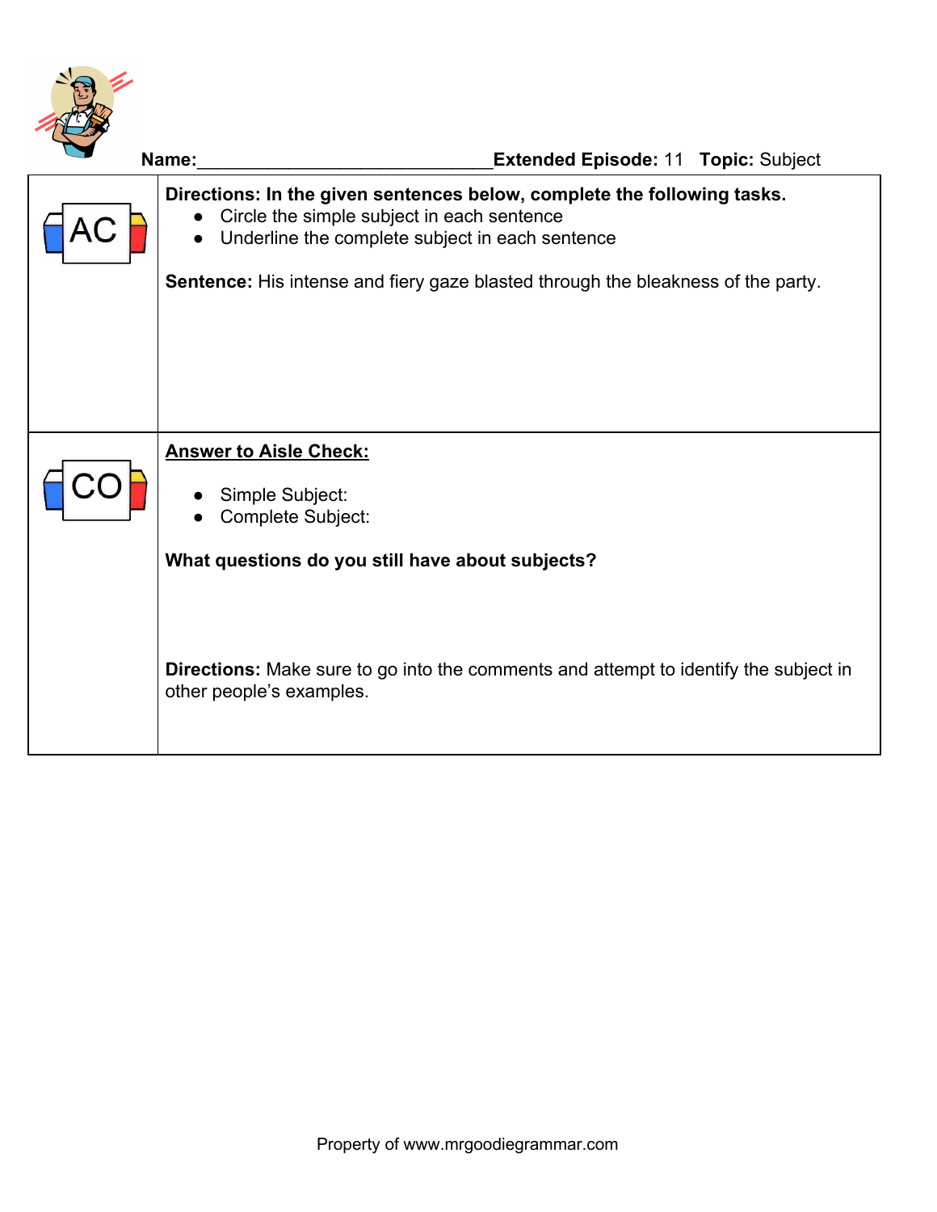Name:____________________________Extended Episode: 11   Topic: Subject

| | |
|---|---|
| AC | **Directions: In the given sentences below, complete the following tasks.**<br>• Circle the simple subject in each sentence<br>• Underline the complete subject in each sentence<br><br>**Sentence:** His intense and fiery gaze blasted through the bleakness of the party. |
| CO | **Answer to Aisle Check:**<br>• Simple Subject:<br>• Complete Subject:<br><br>**What questions do you still have about subjects?**<br><br>**Directions:** Make sure to go into the comments and attempt to identify the subject in other people's examples. |

Property of www.mrgoodiegrammar.com